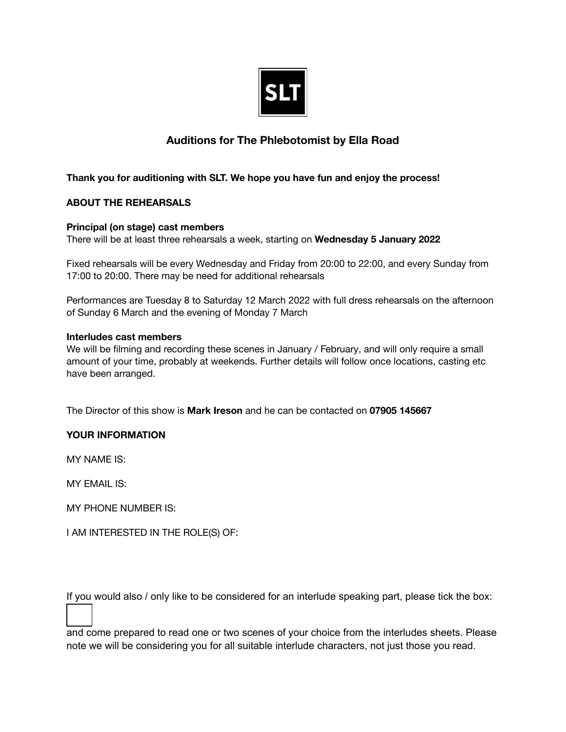SLT

## Auditions for The Phlebotomist by Ella Road

**Thank you for auditioning with SLT. We hope you have fun and enjoy the process!**

**ABOUT THE REHEARSALS**

**Principal (on stage) cast members**
There will be at least three rehearsals a week, starting on **Wednesday 5 January 2022**

Fixed rehearsals will be every Wednesday and Friday from 20:00 to 22:00, and every Sunday from 17:00 to 20:00. There may be need for additional rehearsals

Performances are Tuesday 8 to Saturday 12 March 2022 with full dress rehearsals on the afternoon of Sunday 6 March and the evening of Monday 7 March

**Interludes cast members**
We will be filming and recording these scenes in January / February, and will only require a small amount of your time, probably at weekends. Further details will follow once locations, casting etc have been arranged.

The Director of this show is **Mark Ireson** and he can be contacted on **07905 145667**

**YOUR INFORMATION**

MY NAME IS:

MY EMAIL IS:

MY PHONE NUMBER IS:

I AM INTERESTED IN THE ROLE(S) OF:

If you would also / only like to be considered for an interlude speaking part, please tick the box:

☐

and come prepared to read one or two scenes of your choice from the interludes sheets. Please note we will be considering you for all suitable interlude characters, not just those you read.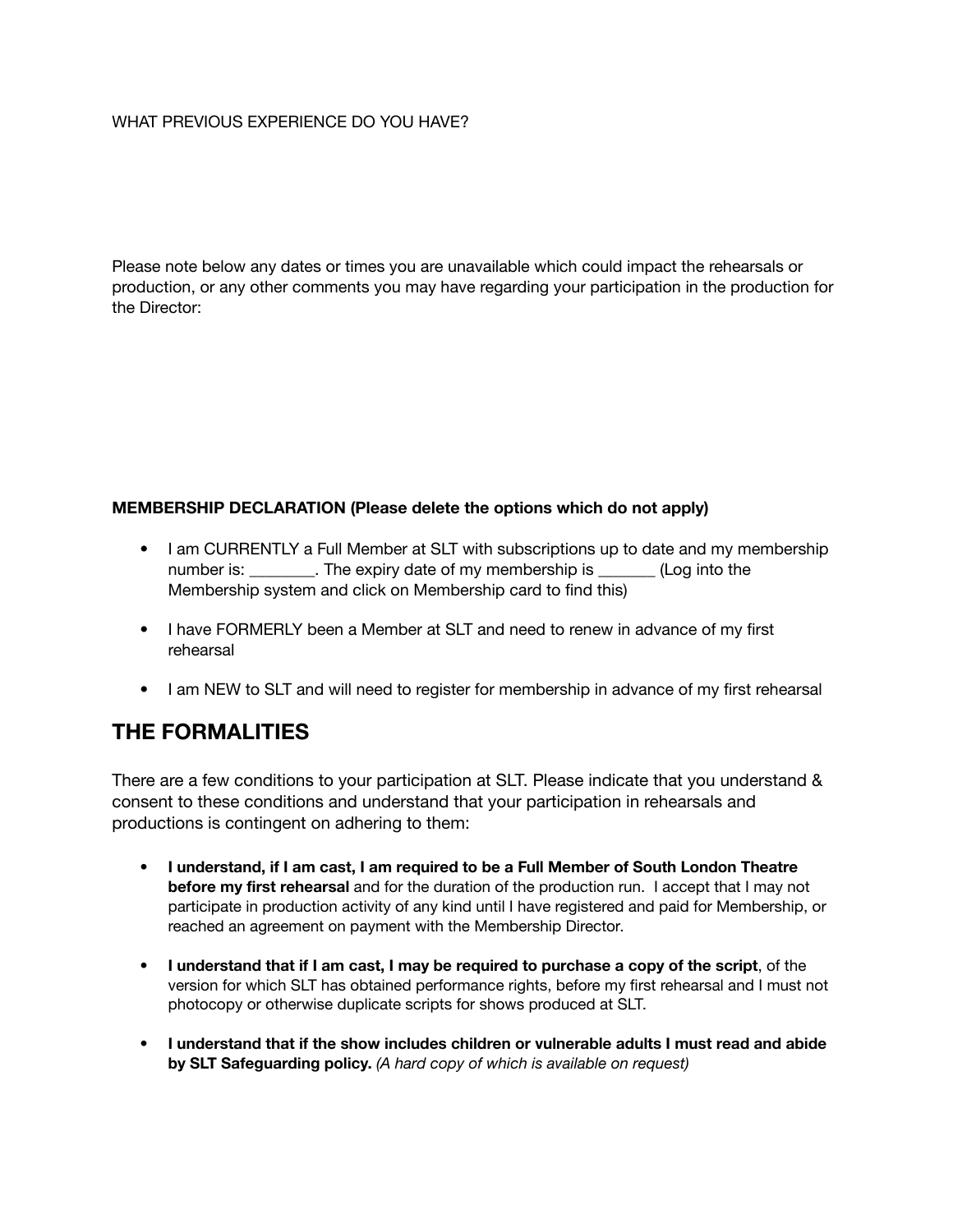WHAT PREVIOUS EXPERIENCE DO YOU HAVE?

Please note below any dates or times you are unavailable which could impact the rehearsals or production, or any other comments you may have regarding your participation in the production for the Director:

**MEMBERSHIP DECLARATION (Please delete the options which do not apply)**

- I am CURRENTLY a Full Member at SLT with subscriptions up to date and my membership number is: ________. The expiry date of my membership is _______ (Log into the Membership system and click on Membership card to find this)
- I have FORMERLY been a Member at SLT and need to renew in advance of my first rehearsal
- I am NEW to SLT and will need to register for membership in advance of my first rehearsal

## THE FORMALITIES

There are a few conditions to your participation at SLT. Please indicate that you understand & consent to these conditions and understand that your participation in rehearsals and productions is contingent on adhering to them:

- **I understand, if I am cast, I am required to be a Full Member of South London Theatre before my first rehearsal** and for the duration of the production run. I accept that I may not participate in production activity of any kind until I have registered and paid for Membership, or reached an agreement on payment with the Membership Director.
- **I understand that if I am cast, I may be required to purchase a copy of the script**, of the version for which SLT has obtained performance rights, before my first rehearsal and I must not photocopy or otherwise duplicate scripts for shows produced at SLT.
- **I understand that if the show includes children or vulnerable adults I must read and abide by SLT Safeguarding policy.** *(A hard copy of which is available on request)*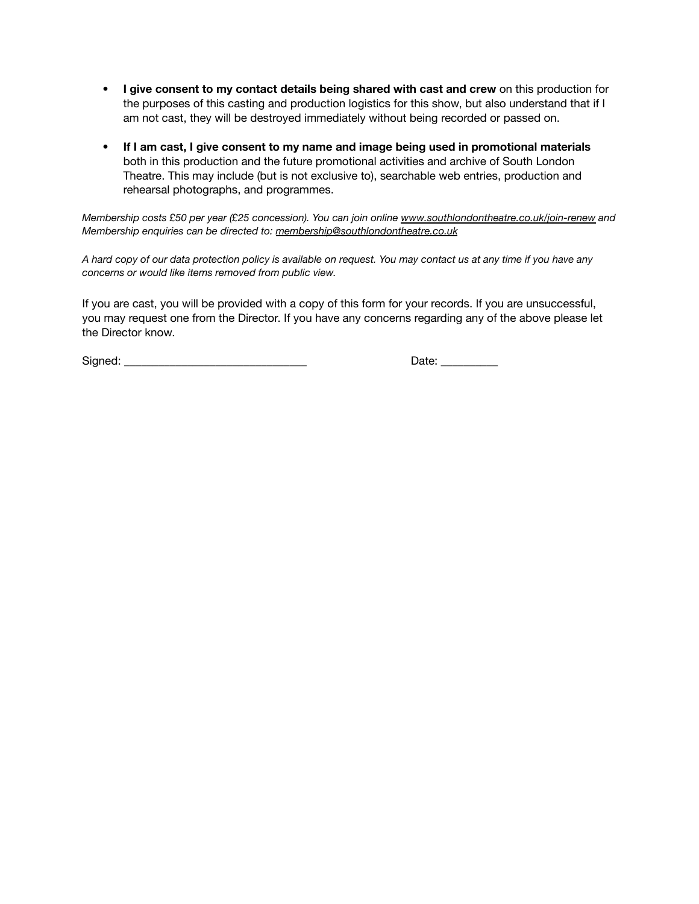- **I give consent to my contact details being shared with cast and crew** on this production for the purposes of this casting and production logistics for this show, but also understand that if I am not cast, they will be destroyed immediately without being recorded or passed on.

- **If I am cast, I give consent to my name and image being used in promotional materials** both in this production and the future promotional activities and archive of South London Theatre. This may include (but is not exclusive to), searchable web entries, production and rehearsal photographs, and programmes.

*Membership costs £50 per year (£25 concession). You can join online www.southlondontheatre.co.uk/join-renew and Membership enquiries can be directed to: membership@southlondontheatre.co.uk*

*A hard copy of our data protection policy is available on request. You may contact us at any time if you have any concerns or would like items removed from public view.*

If you are cast, you will be provided with a copy of this form for your records. If you are unsuccessful, you may request one from the Director. If you have any concerns regarding any of the above please let the Director know.

Signed: ______________________________ Date: _________